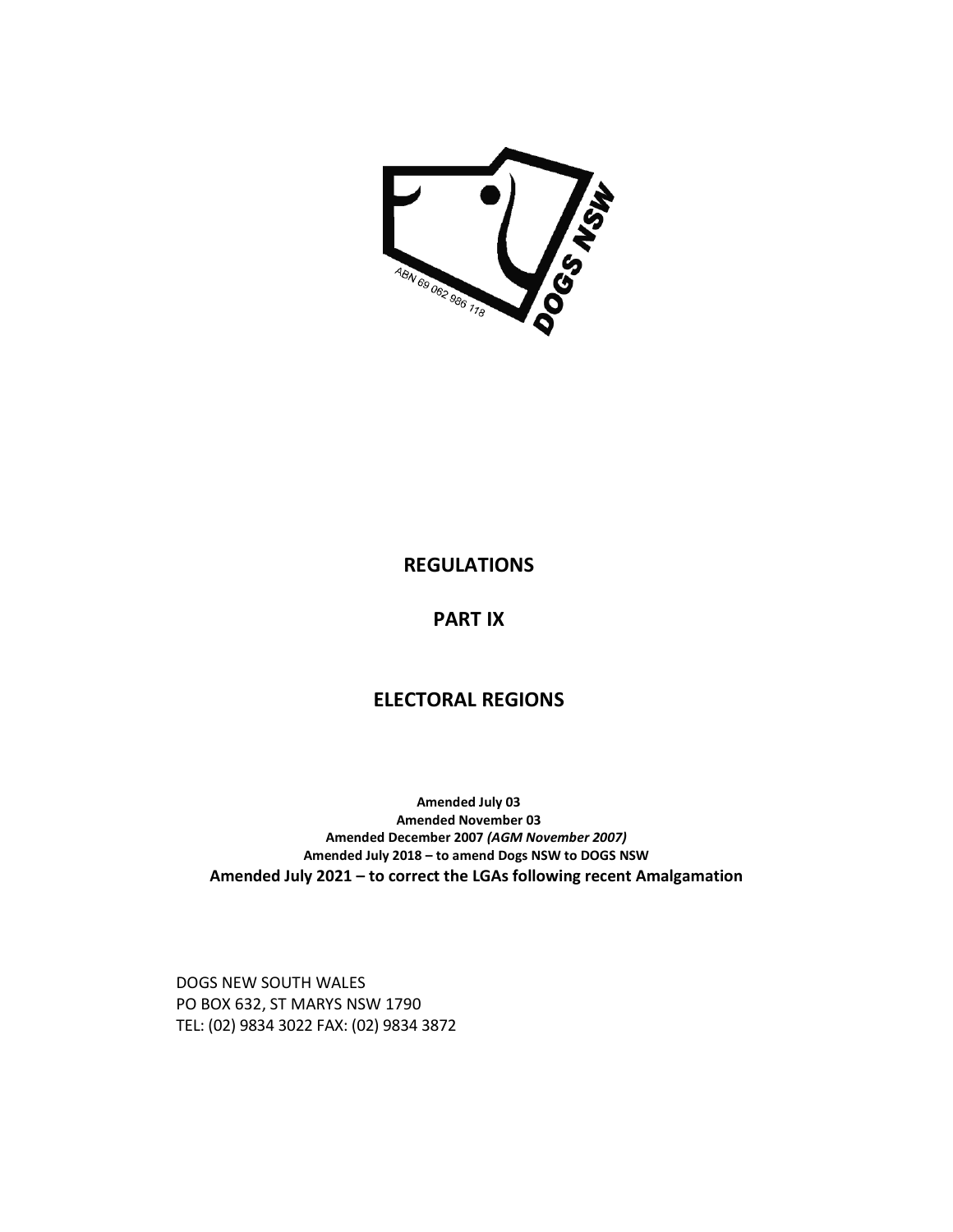# REGULATIONS

# PART IX

# ELECTORAL REGIONS

**Amended July 03**
**Amended November 03**
**Amended December 2007** ***(AGM November 2007)***
**Amended July 2018 – to amend Dogs NSW to DOGS NSW**
**Amended July 2021 – to correct the LGAs following recent Amalgamation**

DOGS NEW SOUTH WALES
PO BOX 632, ST MARYS NSW 1790
TEL: (02) 9834 3022 FAX: (02) 9834 3872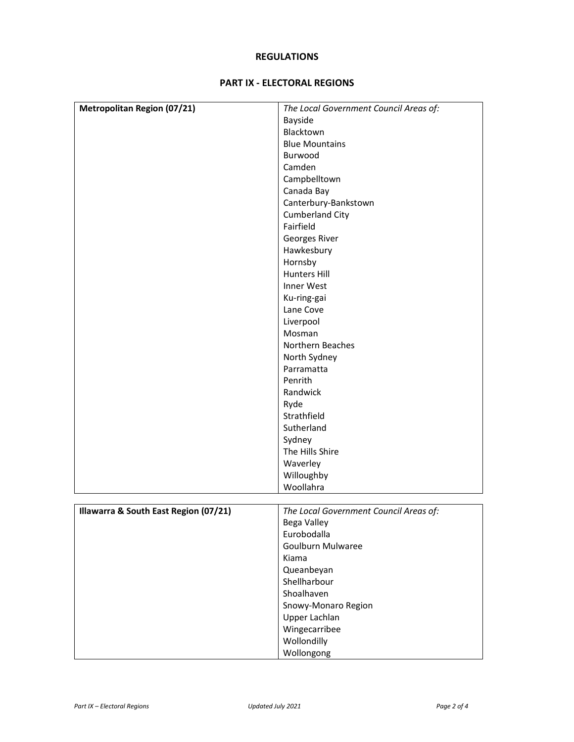**REGULATIONS**

**PART IX - ELECTORAL REGIONS**

| **Metropolitan Region (07/21)** | *The Local Government Council Areas of:*<br>Bayside<br>Blacktown<br>Blue Mountains<br>Burwood<br>Camden<br>Campbelltown<br>Canada Bay<br>Canterbury-Bankstown<br>Cumberland City<br>Fairfield<br>Georges River<br>Hawkesbury<br>Hornsby<br>Hunters Hill<br>Inner West<br>Ku-ring-gai<br>Lane Cove<br>Liverpool<br>Mosman<br>Northern Beaches<br>North Sydney<br>Parramatta<br>Penrith<br>Randwick<br>Ryde<br>Strathfield<br>Sutherland<br>Sydney<br>The Hills Shire<br>Waverley<br>Willoughby<br>Woollahra |
|---|---|

| **Illawarra & South East Region (07/21)** | *The Local Government Council Areas of:*<br>Bega Valley<br>Eurobodalla<br>Goulburn Mulwaree<br>Kiama<br>Queanbeyan<br>Shellharbour<br>Shoalhaven<br>Snowy-Monaro Region<br>Upper Lachlan<br>Wingecarribee<br>Wollondilly<br>Wollongong |
|---|---|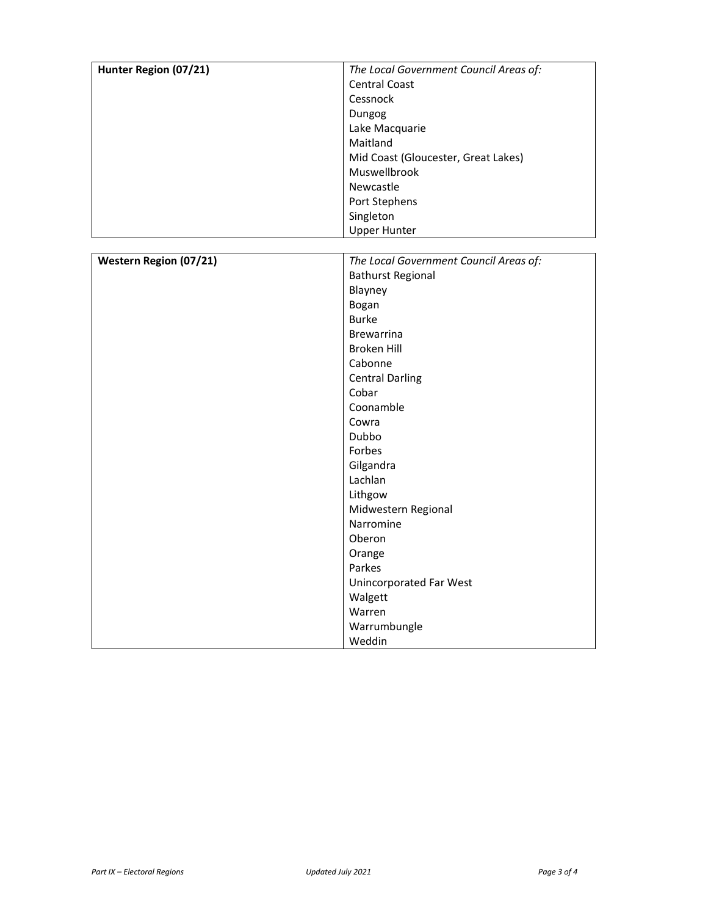| **Hunter Region (07/21)** | *The Local Government Council Areas of:*<br>Central Coast<br>Cessnock<br>Dungog<br>Lake Macquarie<br>Maitland<br>Mid Coast (Gloucester, Great Lakes)<br>Muswellbrook<br>Newcastle<br>Port Stephens<br>Singleton<br>Upper Hunter |
| --- | --- |

| **Western Region (07/21)** | *The Local Government Council Areas of:*<br>Bathurst Regional<br>Blayney<br>Bogan<br>Burke<br>Brewarrina<br>Broken Hill<br>Cabonne<br>Central Darling<br>Cobar<br>Coonamble<br>Cowra<br>Dubbo<br>Forbes<br>Gilgandra<br>Lachlan<br>Lithgow<br>Midwestern Regional<br>Narromine<br>Oberon<br>Orange<br>Parkes<br>Unincorporated Far West<br>Walgett<br>Warren<br>Warrumbungle<br>Weddin |
| --- | --- |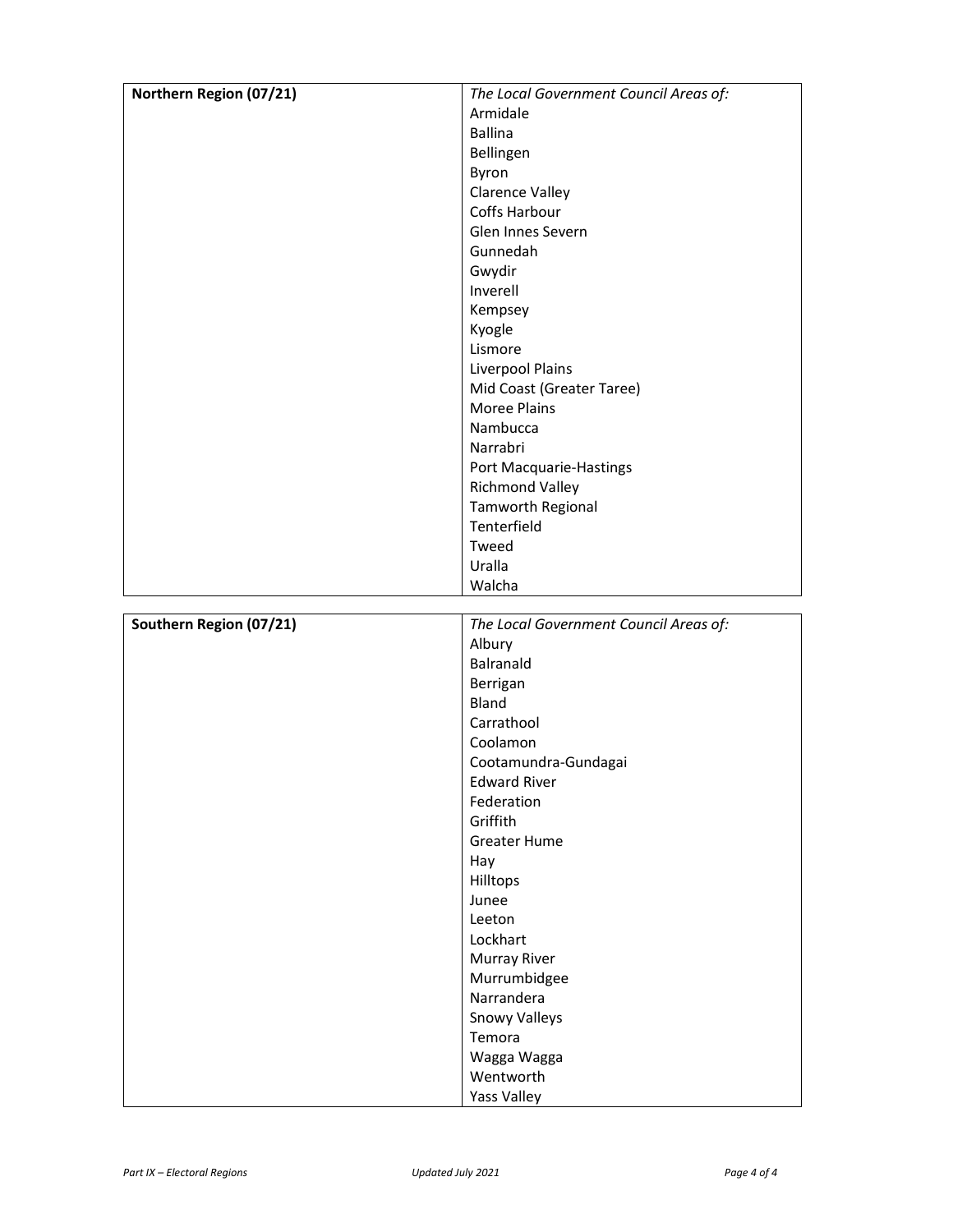| | |
|---|---|
| **Northern Region (07/21)** | *The Local Government Council Areas of:*<br>Armidale<br>Ballina<br>Bellingen<br>Byron<br>Clarence Valley<br>Coffs Harbour<br>Glen Innes Severn<br>Gunnedah<br>Gwydir<br>Inverell<br>Kempsey<br>Kyogle<br>Lismore<br>Liverpool Plains<br>Mid Coast (Greater Taree)<br>Moree Plains<br>Nambucca<br>Narrabri<br>Port Macquarie-Hastings<br>Richmond Valley<br>Tamworth Regional<br>Tenterfield<br>Tweed<br>Uralla<br>Walcha |

| | |
|---|---|
| **Southern Region (07/21)** | *The Local Government Council Areas of:*<br>Albury<br>Balranald<br>Berrigan<br>Bland<br>Carrathool<br>Coolamon<br>Cootamundra-Gundagai<br>Edward River<br>Federation<br>Griffith<br>Greater Hume<br>Hay<br>Hilltops<br>Junee<br>Leeton<br>Lockhart<br>Murray River<br>Murrumbidgee<br>Narrandera<br>Snowy Valleys<br>Temora<br>Wagga Wagga<br>Wentworth<br>Yass Valley |